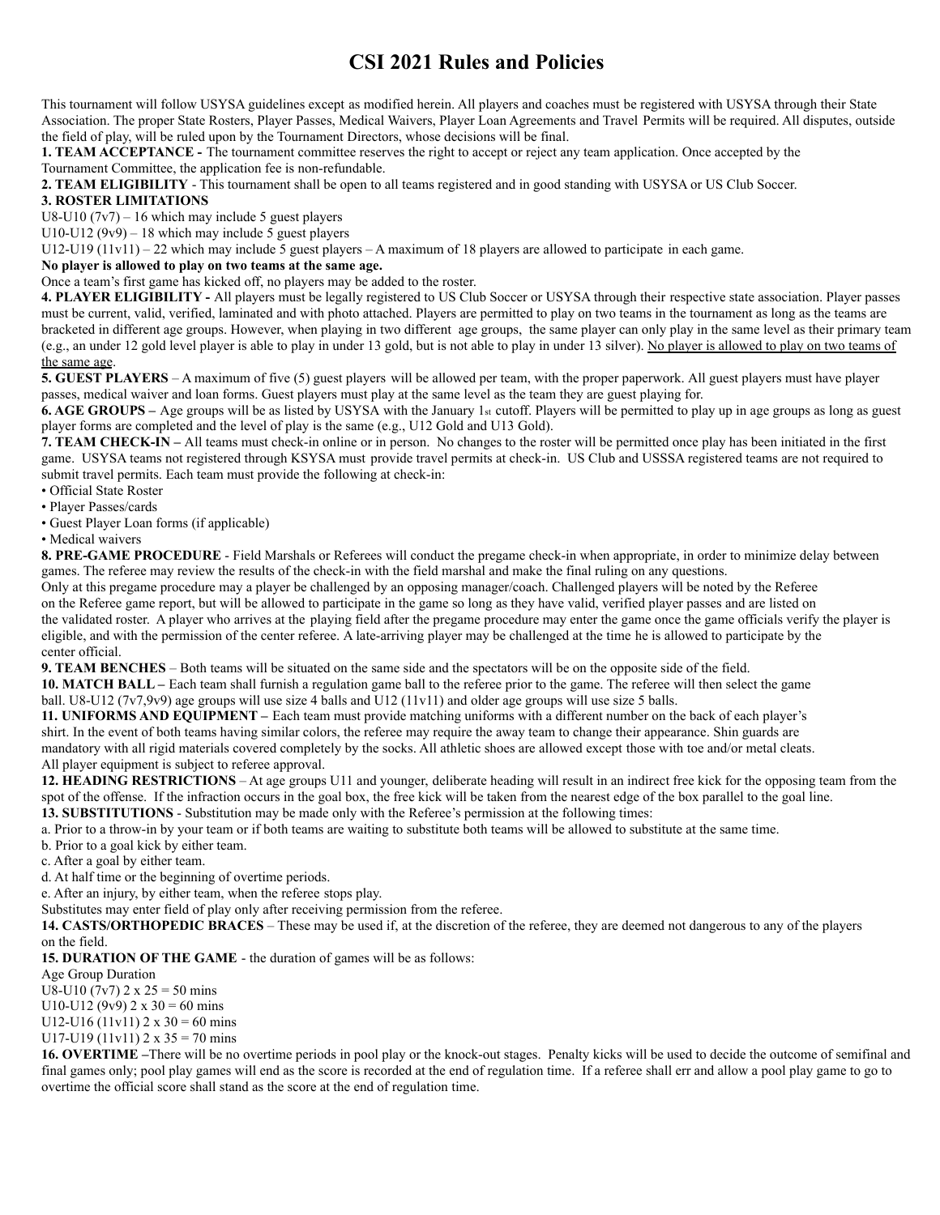# CSI 2021 Rules and Policies

This tournament will follow USYSA guidelines except as modified herein. All players and coaches must be registered with USYSA through their State Association. The proper State Rosters, Player Passes, Medical Waivers, Player Loan Agreements and Travel Permits will be required. All disputes, outside the field of play, will be ruled upon by the Tournament Directors, whose decisions will be final.

**1. TEAM ACCEPTANCE -** The tournament committee reserves the right to accept or reject any team application. Once accepted by the Tournament Committee, the application fee is non-refundable.

**2. TEAM ELIGIBILITY** - This tournament shall be open to all teams registered and in good standing with USYSA or US Club Soccer.

**3. ROSTER LIMITATIONS**

U8-U10 (7v7) – 16 which may include 5 guest players

U10-U12 (9v9) – 18 which may include 5 guest players

U12-U19 (11v11) – 22 which may include 5 guest players – A maximum of 18 players are allowed to participate in each game.

**No player is allowed to play on two teams at the same age.**

Once a team's first game has kicked off, no players may be added to the roster.

**4. PLAYER ELIGIBILITY -** All players must be legally registered to US Club Soccer or USYSA through their respective state association. Player passes must be current, valid, verified, laminated and with photo attached. Players are permitted to play on two teams in the tournament as long as the teams are bracketed in different age groups. However, when playing in two different age groups, the same player can only play in the same level as their primary team (e.g., an under 12 gold level player is able to play in under 13 gold, but is not able to play in under 13 silver). <u>No player is allowed to play on two teams of the same age</u>.

**5. GUEST PLAYERS** – A maximum of five (5) guest players will be allowed per team, with the proper paperwork. All guest players must have player passes, medical waiver and loan forms. Guest players must play at the same level as the team they are guest playing for.

**6. AGE GROUPS –** Age groups will be as listed by USYSA with the January 1st cutoff. Players will be permitted to play up in age groups as long as guest player forms are completed and the level of play is the same (e.g., U12 Gold and U13 Gold).

**7. TEAM CHECK-IN –** All teams must check-in online or in person. No changes to the roster will be permitted once play has been initiated in the first game. USYSA teams not registered through KSYSA must provide travel permits at check-in. US Club and USSSA registered teams are not required to submit travel permits. Each team must provide the following at check-in:

- Official State Roster
- Player Passes/cards
- Guest Player Loan forms (if applicable)
- Medical waivers

**8. PRE-GAME PROCEDURE** - Field Marshals or Referees will conduct the pregame check-in when appropriate, in order to minimize delay between games. The referee may review the results of the check-in with the field marshal and make the final ruling on any questions.

Only at this pregame procedure may a player be challenged by an opposing manager/coach. Challenged players will be noted by the Referee on the Referee game report, but will be allowed to participate in the game so long as they have valid, verified player passes and are listed on the validated roster. A player who arrives at the playing field after the pregame procedure may enter the game once the game officials verify the player is eligible, and with the permission of the center referee. A late-arriving player may be challenged at the time he is allowed to participate by the center official.

**9. TEAM BENCHES** – Both teams will be situated on the same side and the spectators will be on the opposite side of the field.

**10. MATCH BALL –** Each team shall furnish a regulation game ball to the referee prior to the game. The referee will then select the game ball. U8-U12 (7v7,9v9) age groups will use size 4 balls and U12 (11v11) and older age groups will use size 5 balls.

**11. UNIFORMS AND EQUIPMENT –** Each team must provide matching uniforms with a different number on the back of each player's shirt. In the event of both teams having similar colors, the referee may require the away team to change their appearance. Shin guards are mandatory with all rigid materials covered completely by the socks. All athletic shoes are allowed except those with toe and/or metal cleats. All player equipment is subject to referee approval.

**12. HEADING RESTRICTIONS** – At age groups U11 and younger, deliberate heading will result in an indirect free kick for the opposing team from the spot of the offense. If the infraction occurs in the goal box, the free kick will be taken from the nearest edge of the box parallel to the goal line.

**13. SUBSTITUTIONS** - Substitution may be made only with the Referee's permission at the following times:

a. Prior to a throw-in by your team or if both teams are waiting to substitute both teams will be allowed to substitute at the same time.

b. Prior to a goal kick by either team.

c. After a goal by either team.

d. At half time or the beginning of overtime periods.

e. After an injury, by either team, when the referee stops play.

Substitutes may enter field of play only after receiving permission from the referee.

**14. CASTS/ORTHOPEDIC BRACES** – These may be used if, at the discretion of the referee, they are deemed not dangerous to any of the players on the field.

**15. DURATION OF THE GAME** - the duration of games will be as follows:

Age Group Duration

U8-U10 (7v7) 2 x 25 = 50 mins

U10-U12 (9v9) 2 x 30 = 60 mins

U12-U16 (11v11) 2 x 30 = 60 mins

U17-U19 (11v11) 2 x 35 = 70 mins

**16. OVERTIME –**There will be no overtime periods in pool play or the knock-out stages. Penalty kicks will be used to decide the outcome of semifinal and final games only; pool play games will end as the score is recorded at the end of regulation time. If a referee shall err and allow a pool play game to go to overtime the official score shall stand as the score at the end of regulation time.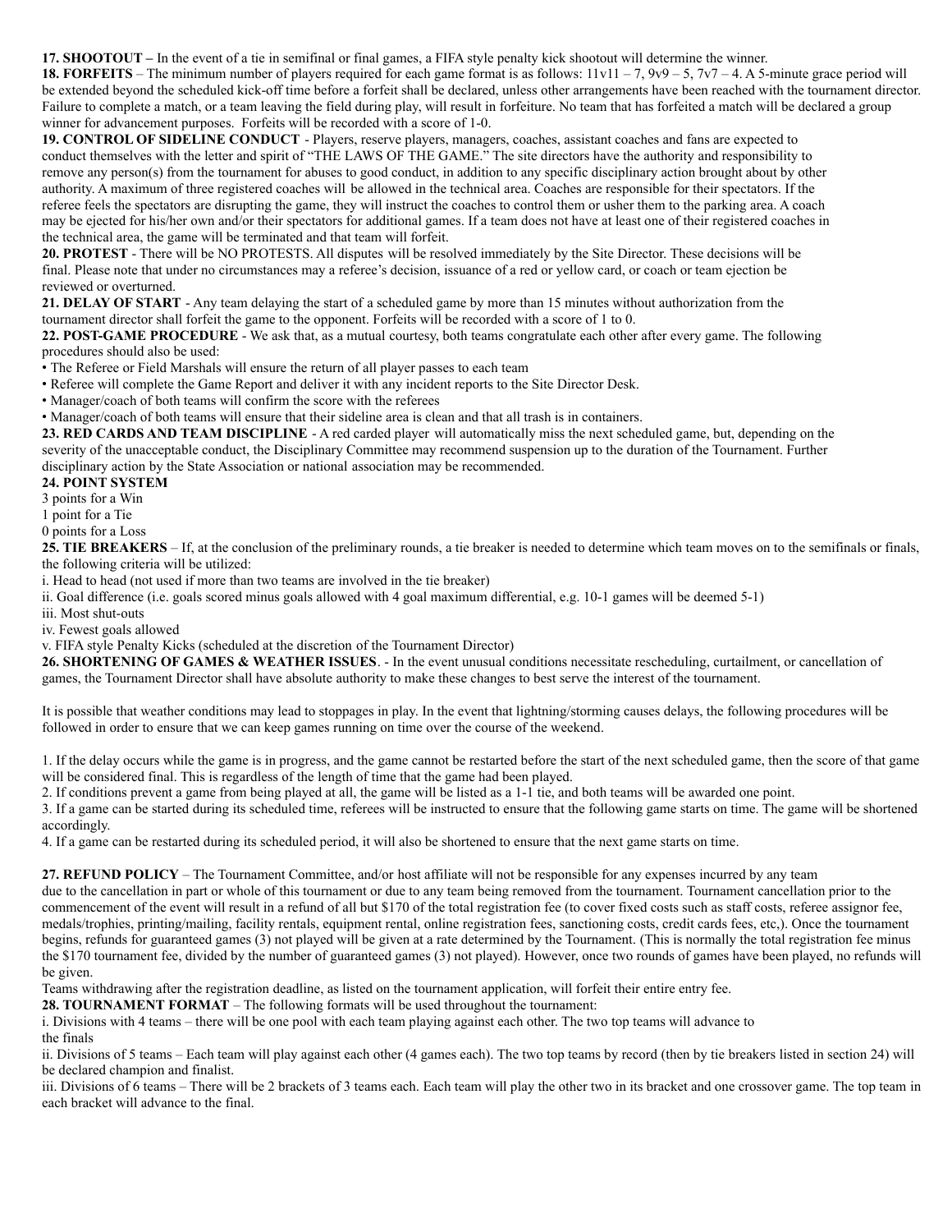**17. SHOOTOUT –** In the event of a tie in semifinal or final games, a FIFA style penalty kick shootout will determine the winner.

**18. FORFEITS** – The minimum number of players required for each game format is as follows: 11v11 – 7, 9v9 – 5, 7v7 – 4. A 5-minute grace period will be extended beyond the scheduled kick-off time before a forfeit shall be declared, unless other arrangements have been reached with the tournament director. Failure to complete a match, or a team leaving the field during play, will result in forfeiture. No team that has forfeited a match will be declared a group winner for advancement purposes. Forfeits will be recorded with a score of 1-0.

**19. CONTROL OF SIDELINE CONDUCT** - Players, reserve players, managers, coaches, assistant coaches and fans are expected to conduct themselves with the letter and spirit of "THE LAWS OF THE GAME." The site directors have the authority and responsibility to remove any person(s) from the tournament for abuses to good conduct, in addition to any specific disciplinary action brought about by other authority. A maximum of three registered coaches will be allowed in the technical area. Coaches are responsible for their spectators. If the referee feels the spectators are disrupting the game, they will instruct the coaches to control them or usher them to the parking area. A coach may be ejected for his/her own and/or their spectators for additional games. If a team does not have at least one of their registered coaches in the technical area, the game will be terminated and that team will forfeit.

**20. PROTEST** - There will be NO PROTESTS. All disputes will be resolved immediately by the Site Director. These decisions will be final. Please note that under no circumstances may a referee's decision, issuance of a red or yellow card, or coach or team ejection be reviewed or overturned.

**21. DELAY OF START** - Any team delaying the start of a scheduled game by more than 15 minutes without authorization from the tournament director shall forfeit the game to the opponent. Forfeits will be recorded with a score of 1 to 0.

**22. POST-GAME PROCEDURE** - We ask that, as a mutual courtesy, both teams congratulate each other after every game. The following procedures should also be used:

- The Referee or Field Marshals will ensure the return of all player passes to each team
- Referee will complete the Game Report and deliver it with any incident reports to the Site Director Desk.
- Manager/coach of both teams will confirm the score with the referees
- Manager/coach of both teams will ensure that their sideline area is clean and that all trash is in containers.

**23. RED CARDS AND TEAM DISCIPLINE** - A red carded player will automatically miss the next scheduled game, but, depending on the severity of the unacceptable conduct, the Disciplinary Committee may recommend suspension up to the duration of the Tournament. Further disciplinary action by the State Association or national association may be recommended.

**24. POINT SYSTEM**

3 points for a Win
1 point for a Tie
0 points for a Loss

**25. TIE BREAKERS** – If, at the conclusion of the preliminary rounds, a tie breaker is needed to determine which team moves on to the semifinals or finals, the following criteria will be utilized:

i. Head to head (not used if more than two teams are involved in the tie breaker)
ii. Goal difference (i.e. goals scored minus goals allowed with 4 goal maximum differential, e.g. 10-1 games will be deemed 5-1)
iii. Most shut-outs
iv. Fewest goals allowed
v. FIFA style Penalty Kicks (scheduled at the discretion of the Tournament Director)

**26. SHORTENING OF GAMES & WEATHER ISSUES**. - In the event unusual conditions necessitate rescheduling, curtailment, or cancellation of games, the Tournament Director shall have absolute authority to make these changes to best serve the interest of the tournament.

It is possible that weather conditions may lead to stoppages in play. In the event that lightning/storming causes delays, the following procedures will be followed in order to ensure that we can keep games running on time over the course of the weekend.

1. If the delay occurs while the game is in progress, and the game cannot be restarted before the start of the next scheduled game, then the score of that game will be considered final. This is regardless of the length of time that the game had been played.
2. If conditions prevent a game from being played at all, the game will be listed as a 1-1 tie, and both teams will be awarded one point.
3. If a game can be started during its scheduled time, referees will be instructed to ensure that the following game starts on time. The game will be shortened accordingly.
4. If a game can be restarted during its scheduled period, it will also be shortened to ensure that the next game starts on time.

**27. REFUND POLICY** – The Tournament Committee, and/or host affiliate will not be responsible for any expenses incurred by any team due to the cancellation in part or whole of this tournament or due to any team being removed from the tournament. Tournament cancellation prior to the commencement of the event will result in a refund of all but $170 of the total registration fee (to cover fixed costs such as staff costs, referee assignor fee, medals/trophies, printing/mailing, facility rentals, equipment rental, online registration fees, sanctioning costs, credit cards fees, etc,). Once the tournament begins, refunds for guaranteed games (3) not played will be given at a rate determined by the Tournament. (This is normally the total registration fee minus the $170 tournament fee, divided by the number of guaranteed games (3) not played). However, once two rounds of games have been played, no refunds will be given.

Teams withdrawing after the registration deadline, as listed on the tournament application, will forfeit their entire entry fee.

**28. TOURNAMENT FORMAT** – The following formats will be used throughout the tournament:

i. Divisions with 4 teams – there will be one pool with each team playing against each other. The two top teams will advance to the finals
ii. Divisions of 5 teams – Each team will play against each other (4 games each). The two top teams by record (then by tie breakers listed in section 24) will be declared champion and finalist.
iii. Divisions of 6 teams – There will be 2 brackets of 3 teams each. Each team will play the other two in its bracket and one crossover game. The top team in each bracket will advance to the final.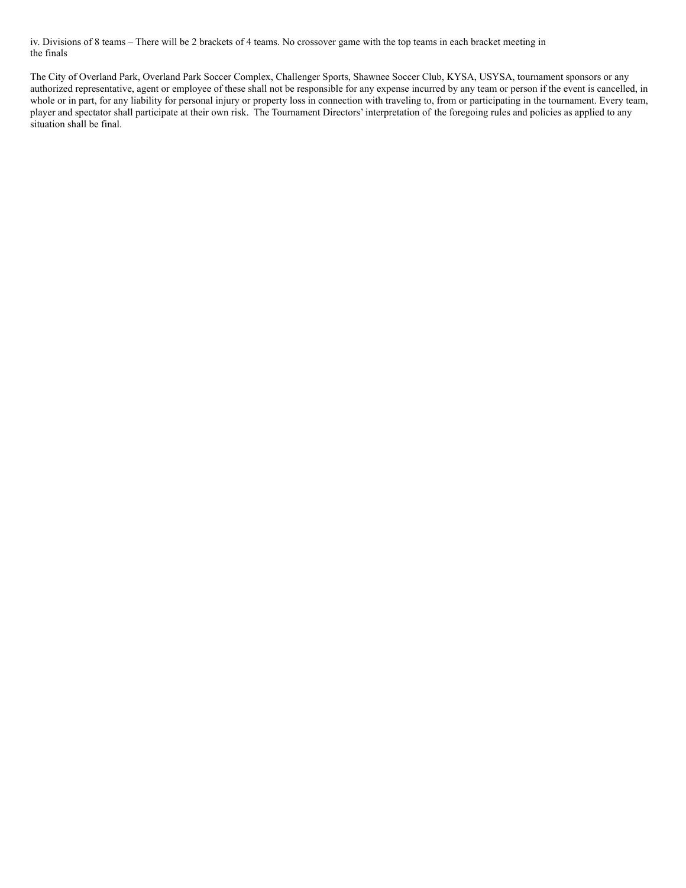iv. Divisions of 8 teams – There will be 2 brackets of 4 teams. No crossover game with the top teams in each bracket meeting in the finals

The City of Overland Park, Overland Park Soccer Complex, Challenger Sports, Shawnee Soccer Club, KYSA, USYSA, tournament sponsors or any authorized representative, agent or employee of these shall not be responsible for any expense incurred by any team or person if the event is cancelled, in whole or in part, for any liability for personal injury or property loss in connection with traveling to, from or participating in the tournament. Every team, player and spectator shall participate at their own risk. The Tournament Directors' interpretation of the foregoing rules and policies as applied to any situation shall be final.